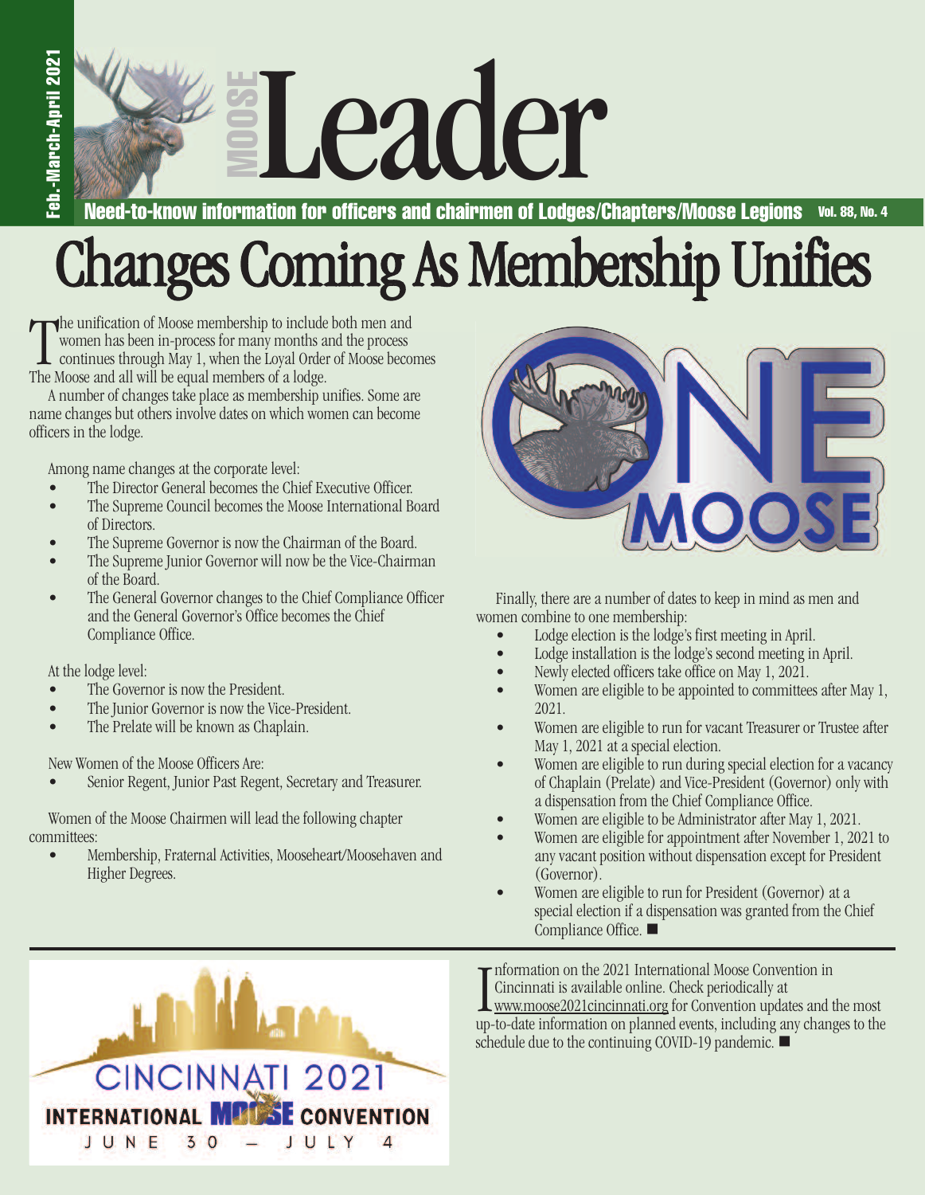# Changes Coming As Membership Unifies

The unification of Moose membership to include both men and women has been in-process for many months and the process continues through May 1, when the Loyal Order of Moose becomes The Moose and all will be equal members of a lodge.

A number of changes take place as membership unifies. Some are name changes but others involve dates on which women can become officers in the lodge.

Among name changes at the corporate level:

- The Director General becomes the Chief Executive Officer.
- The Supreme Council becomes the Moose International Board of Directors.
- The Supreme Governor is now the Chairman of the Board.
- The Supreme Junior Governor will now be the Vice-Chairman of the Board.
- The General Governor changes to the Chief Compliance Officer and the General Governor's Office becomes the Chief Compliance Office.

At the lodge level:

- The Governor is now the President.
- The Junior Governor is now the Vice-President.
- The Prelate will be known as Chaplain.

New Women of the Moose Officers Are:

- Senior Regent, Junior Past Regent, Secretary and Treasurer.

Women of the Moose Chairmen will lead the following chapter committees:

- Membership, Fraternal Activities, Mooseheart/Moosehaven and Higher Degrees.

Finally, there are a number of dates to keep in mind as men and women combine to one membership:

- Lodge election is the lodge's first meeting in April.
- Lodge installation is the lodge's second meeting in April.
- Newly elected officers take office on May 1, 2021.
- Women are eligible to be appointed to committees after May 1, 2021.
- Women are eligible to run for vacant Treasurer or Trustee after May 1, 2021 at a special election.
- Women are eligible to run during special election for a vacancy of Chaplain (Prelate) and Vice-President (Governor) only with a dispensation from the Chief Compliance Office.
- Women are eligible to be Administrator after May 1, 2021.
- Women are eligible for appointment after November 1, 2021 to any vacant position without dispensation except for President (Governor).
- Women are eligible to run for President (Governor) at a special election if a dispensation was granted from the Chief Compliance Office. ■

---

CINCINNATI 2021 INTERNATIONAL MOOSE CONVENTION

JUNE 30 – JULY 4

Information on the 2021 International Moose Convention in Cincinnati is available online. Check periodically at www.moose2021cincinnati.org for Convention updates and the most up-to-date information on planned events, including any changes to the schedule due to the continuing COVID-19 pandemic. ■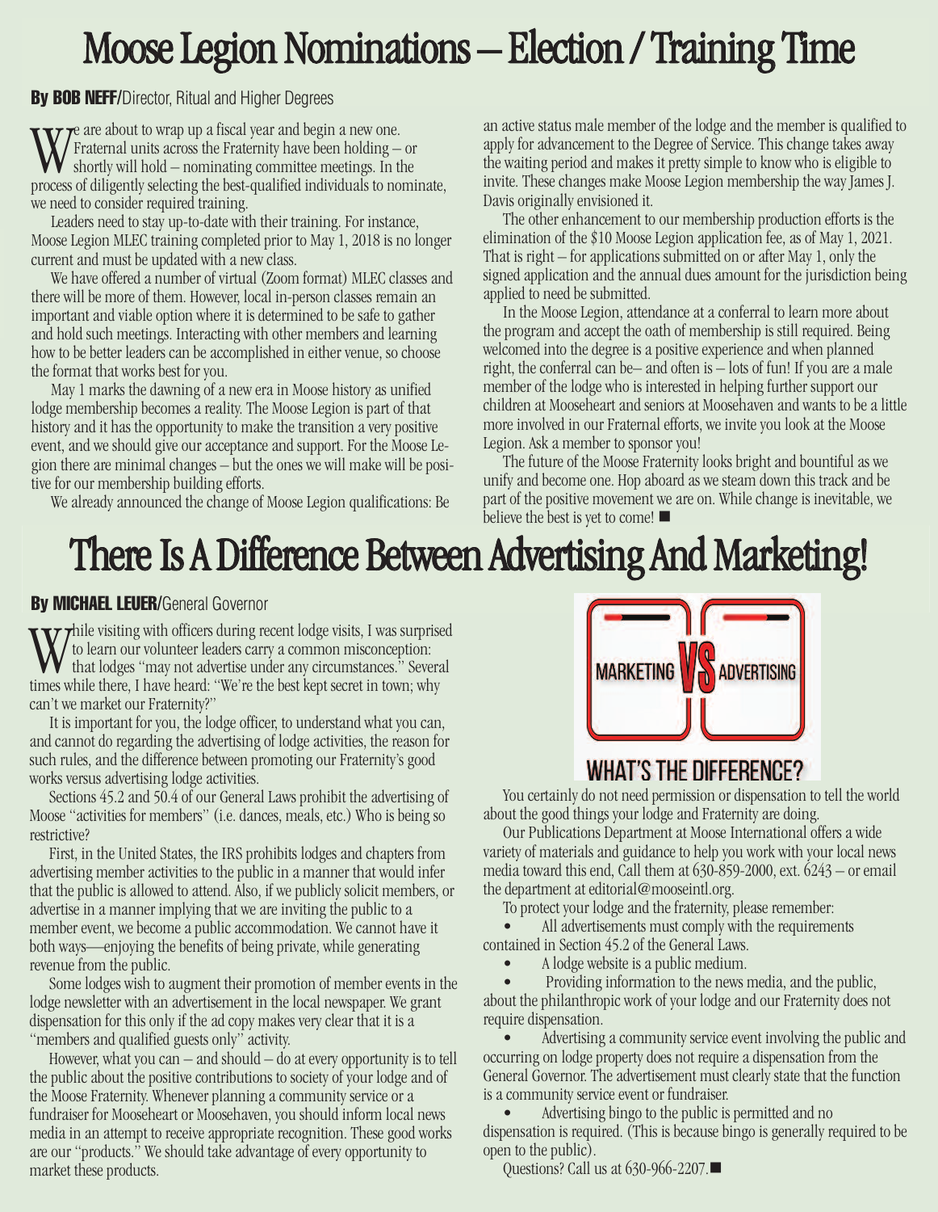# Moose Legion Nominations – Election / Training Time

**By BOB NEFF**/Director, Ritual and Higher Degrees

We are about to wrap up a fiscal year and begin a new one. Fraternal units across the Fraternity have been holding – or shortly will hold – nominating committee meetings. In the process of diligently selecting the best-qualified individuals to nominate, we need to consider required training.

Leaders need to stay up-to-date with their training. For instance, Moose Legion MLEC training completed prior to May 1, 2018 is no longer current and must be updated with a new class.

We have offered a number of virtual (Zoom format) MLEC classes and there will be more of them. However, local in-person classes remain an important and viable option where it is determined to be safe to gather and hold such meetings. Interacting with other members and learning how to be better leaders can be accomplished in either venue, so choose the format that works best for you.

May 1 marks the dawning of a new era in Moose history as unified lodge membership becomes a reality. The Moose Legion is part of that history and it has the opportunity to make the transition a very positive event, and we should give our acceptance and support. For the Moose Legion there are minimal changes – but the ones we will make will be positive for our membership building efforts.

We already announced the change of Moose Legion qualifications: Be an active status male member of the lodge and the member is qualified to apply for advancement to the Degree of Service. This change takes away the waiting period and makes it pretty simple to know who is eligible to invite. These changes make Moose Legion membership the way James J. Davis originally envisioned it.

The other enhancement to our membership production efforts is the elimination of the $10 Moose Legion application fee, as of May 1, 2021. That is right – for applications submitted on or after May 1, only the signed application and the annual dues amount for the jurisdiction being applied to need be submitted.

In the Moose Legion, attendance at a conferral to learn more about the program and accept the oath of membership is still required. Being welcomed into the degree is a positive experience and when planned right, the conferral can be– and often is – lots of fun! If you are a male member of the lodge who is interested in helping further support our children at Mooseheart and seniors at Moosehaven and wants to be a little more involved in our Fraternal efforts, we invite you look at the Moose Legion. Ask a member to sponsor you!

The future of the Moose Fraternity looks bright and bountiful as we unify and become one. Hop aboard as we steam down this track and be part of the positive movement we are on. While change is inevitable, we believe the best is yet to come! ■

# There Is A Difference Between Advertising And Marketing!

**By MICHAEL LEUER**/General Governor

While visiting with officers during recent lodge visits, I was surprised to learn our volunteer leaders carry a common misconception: that lodges "may not advertise under any circumstances." Several times while there, I have heard: "We're the best kept secret in town; why can't we market our Fraternity?"

It is important for you, the lodge officer, to understand what you can, and cannot do regarding the advertising of lodge activities, the reason for such rules, and the difference between promoting our Fraternity's good works versus advertising lodge activities.

Sections 45.2 and 50.4 of our General Laws prohibit the advertising of Moose "activities for members" (i.e. dances, meals, etc.) Who is being so restrictive?

First, in the United States, the IRS prohibits lodges and chapters from advertising member activities to the public in a manner that would infer that the public is allowed to attend. Also, if we publicly solicit members, or advertise in a manner implying that we are inviting the public to a member event, we become a public accommodation. We cannot have it both ways—enjoying the benefits of being private, while generating revenue from the public.

Some lodges wish to augment their promotion of member events in the lodge newsletter with an advertisement in the local newspaper. We grant dispensation for this only if the ad copy makes very clear that it is a "members and qualified guests only" activity.

However, what you can – and should – do at every opportunity is to tell the public about the positive contributions to society of your lodge and of the Moose Fraternity. Whenever planning a community service or a fundraiser for Mooseheart or Moosehaven, you should inform local news media in an attempt to receive appropriate recognition. These good works are our "products." We should take advantage of every opportunity to market these products.

MARKETING VS ADVERTISING

WHAT'S THE DIFFERENCE?

You certainly do not need permission or dispensation to tell the world about the good things your lodge and Fraternity are doing.

Our Publications Department at Moose International offers a wide variety of materials and guidance to help you work with your local news media toward this end, Call them at 630-859-2000, ext. 6243 – or email the department at editorial@mooseintl.org.

To protect your lodge and the fraternity, please remember:

- All advertisements must comply with the requirements contained in Section 45.2 of the General Laws.
- A lodge website is a public medium.
- Providing information to the news media, and the public, about the philanthropic work of your lodge and our Fraternity does not require dispensation.
- Advertising a community service event involving the public and occurring on lodge property does not require a dispensation from the General Governor. The advertisement must clearly state that the function is a community service event or fundraiser.
- Advertising bingo to the public is permitted and no dispensation is required. (This is because bingo is generally required to be open to the public).

Questions? Call us at 630-966-2207.■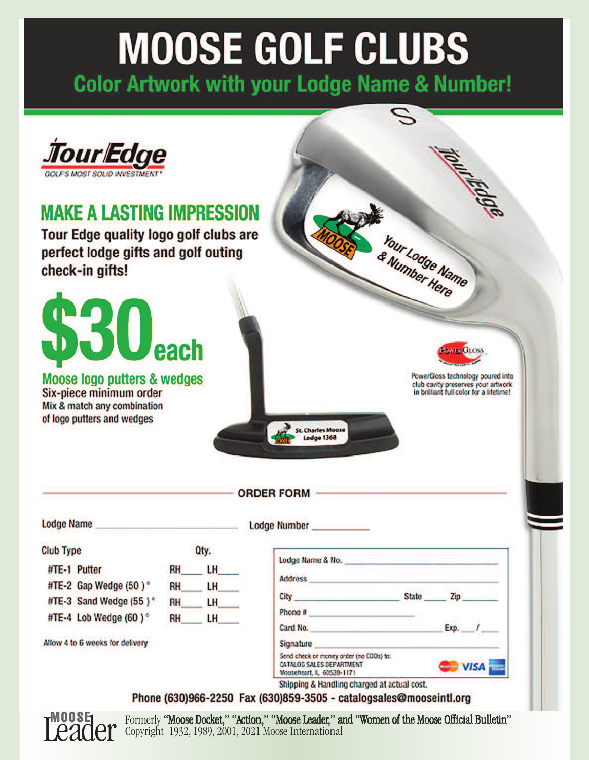# MOOSE GOLF CLUBS

## Color Artwork with your Lodge Name & Number!

TourEdge
GOLF'S MOST SOLID INVESTMENT®

## MAKE A LASTING IMPRESSION

**Tour Edge quality logo golf clubs are perfect lodge gifts and golf outing check-in gifts!**

# $30 each

**Moose logo putters & wedges**
Six-piece minimum order
Mix & match any combination of logo putters and wedges

Your Lodge Name & Number Here

St. Charles Moose Lodge 1368

PowerGloss technology poured into club cavity preserves your artwork in brilliant full color for a lifetime!

### ORDER FORM

Lodge Name ______________________ Lodge Number __________

| Club Type | Qty. | |
|---|---|---|
| #TE-1 Putter | RH____ | LH____ |
| #TE-2 Gap Wedge (50 )° | RH____ | LH____ |
| #TE-3 Sand Wedge (55 )° | RH____ | LH____ |
| #TE-4 Lob Wedge (60 )° | RH____ | LH____ |

Allow 4 to 6 weeks for delivery

Lodge Name & No. ______________________

Address ______________________

City ______________ State _____ Zip _______

Phone # ______________________

Card No. ______________________ Exp. ___ / ___

Signature ______________________

Send check or money order (no CODs) to:
CATALOG SALES DEPARTMENT
Mooseheart, IL 60539-1171

Shipping & Handling charged at actual cost.

**Phone (630)966-2250 Fax (630)859-3505 - catalogsales@mooseintl.org**

MOOSE Leader — Formerly "Moose Docket," "Action," "Moose Leader," and "Women of the Moose Official Bulletin"
Copyright 1932, 1989, 2001, 2021 Moose International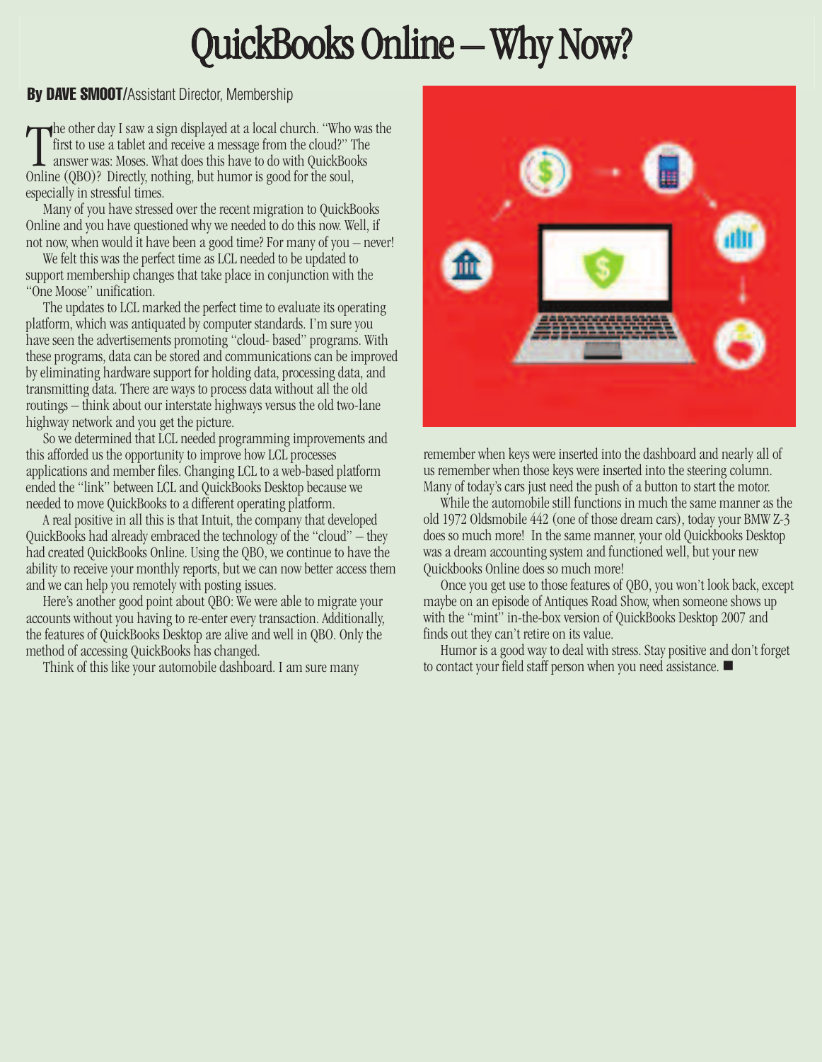# QuickBooks Online – Why Now?

**By DAVE SMOOT**/Assistant Director, Membership

The other day I saw a sign displayed at a local church. "Who was the first to use a tablet and receive a message from the cloud?" The answer was: Moses. What does this have to do with QuickBooks Online (QBO)? Directly, nothing, but humor is good for the soul, especially in stressful times.

Many of you have stressed over the recent migration to QuickBooks Online and you have questioned why we needed to do this now. Well, if not now, when would it have been a good time? For many of you – never!

We felt this was the perfect time as LCL needed to be updated to support membership changes that take place in conjunction with the "One Moose" unification.

The updates to LCL marked the perfect time to evaluate its operating platform, which was antiquated by computer standards. I'm sure you have seen the advertisements promoting "cloud- based" programs. With these programs, data can be stored and communications can be improved by eliminating hardware support for holding data, processing data, and transmitting data. There are ways to process data without all the old routings – think about our interstate highways versus the old two-lane highway network and you get the picture.

So we determined that LCL needed programming improvements and this afforded us the opportunity to improve how LCL processes applications and member files. Changing LCL to a web-based platform ended the "link" between LCL and QuickBooks Desktop because we needed to move QuickBooks to a different operating platform.

A real positive in all this is that Intuit, the company that developed QuickBooks had already embraced the technology of the "cloud" – they had created QuickBooks Online. Using the QBO, we continue to have the ability to receive your monthly reports, but we can now better access them and we can help you remotely with posting issues.

Here's another good point about QBO: We were able to migrate your accounts without you having to re-enter every transaction. Additionally, the features of QuickBooks Desktop are alive and well in QBO. Only the method of accessing QuickBooks has changed.

Think of this like your automobile dashboard. I am sure many remember when keys were inserted into the dashboard and nearly all of us remember when those keys were inserted into the steering column. Many of today's cars just need the push of a button to start the motor.

While the automobile still functions in much the same manner as the old 1972 Oldsmobile 442 (one of those dream cars), today your BMW Z-3 does so much more! In the same manner, your old Quickbooks Desktop was a dream accounting system and functioned well, but your new Quickbooks Online does so much more!

Once you get use to those features of QBO, you won't look back, except maybe on an episode of Antiques Road Show, when someone shows up with the "mint" in-the-box version of QuickBooks Desktop 2007 and finds out they can't retire on its value.

Humor is a good way to deal with stress. Stay positive and don't forget to contact your field staff person when you need assistance. ■